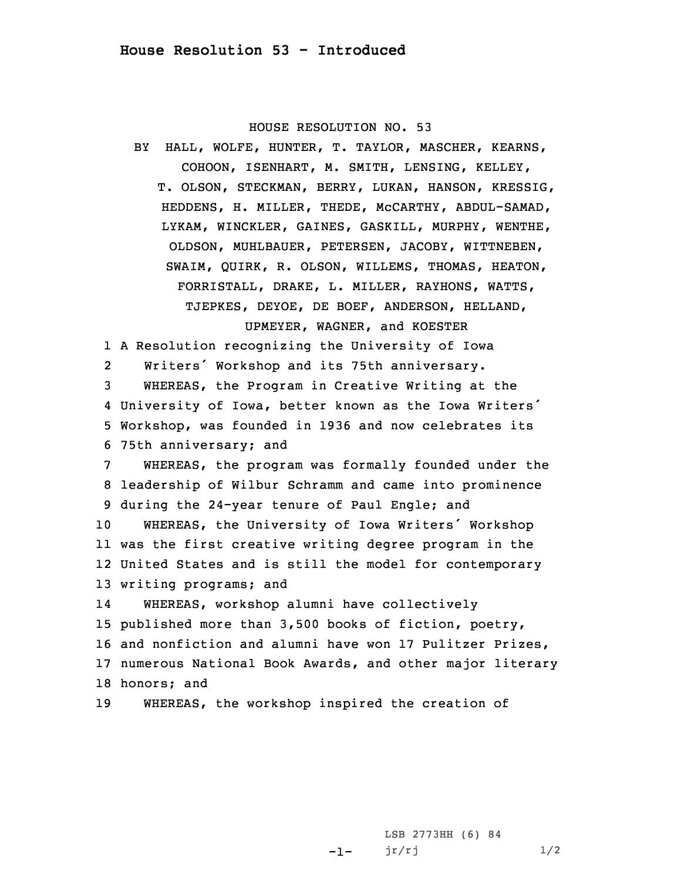## House Resolution 53 - Introduced

HOUSE RESOLUTION NO. 53

BY HALL, WOLFE, HUNTER, T. TAYLOR, MASCHER, KEARNS, COHOON, ISENHART, M. SMITH, LENSING, KELLEY, T. OLSON, STECKMAN, BERRY, LUKAN, HANSON, KRESSIG, HEDDENS, H. MILLER, THEDE, McCARTHY, ABDUL-SAMAD, LYKAM, WINCKLER, GAINES, GASKILL, MURPHY, WENTHE, OLDSON, MUHLBAUER, PETERSEN, JACOBY, WITTNEBEN, SWAIM, QUIRK, R. OLSON, WILLEMS, THOMAS, HEATON, FORRISTALL, DRAKE, L. MILLER, RAYHONS, WATTS, TJEPKES, DEYOE, DE BOEF, ANDERSON, HELLAND, UPMEYER, WAGNER, and KOESTER

1 A Resolution recognizing the University of Iowa
2 Writers' Workshop and its 75th anniversary.
3 WHEREAS, the Program in Creative Writing at the
4 University of Iowa, better known as the Iowa Writers'
5 Workshop, was founded in 1936 and now celebrates its
6 75th anniversary; and
7 WHEREAS, the program was formally founded under the
8 leadership of Wilbur Schramm and came into prominence
9 during the 24-year tenure of Paul Engle; and
10 WHEREAS, the University of Iowa Writers' Workshop
11 was the first creative writing degree program in the
12 United States and is still the model for contemporary
13 writing programs; and
14 WHEREAS, workshop alumni have collectively
15 published more than 3,500 books of fiction, poetry,
16 and nonfiction and alumni have won 17 Pulitzer Prizes,
17 numerous National Book Awards, and other major literary
18 honors; and
19 WHEREAS, the workshop inspired the creation of

LSB 2773HH (6) 84
jr/rj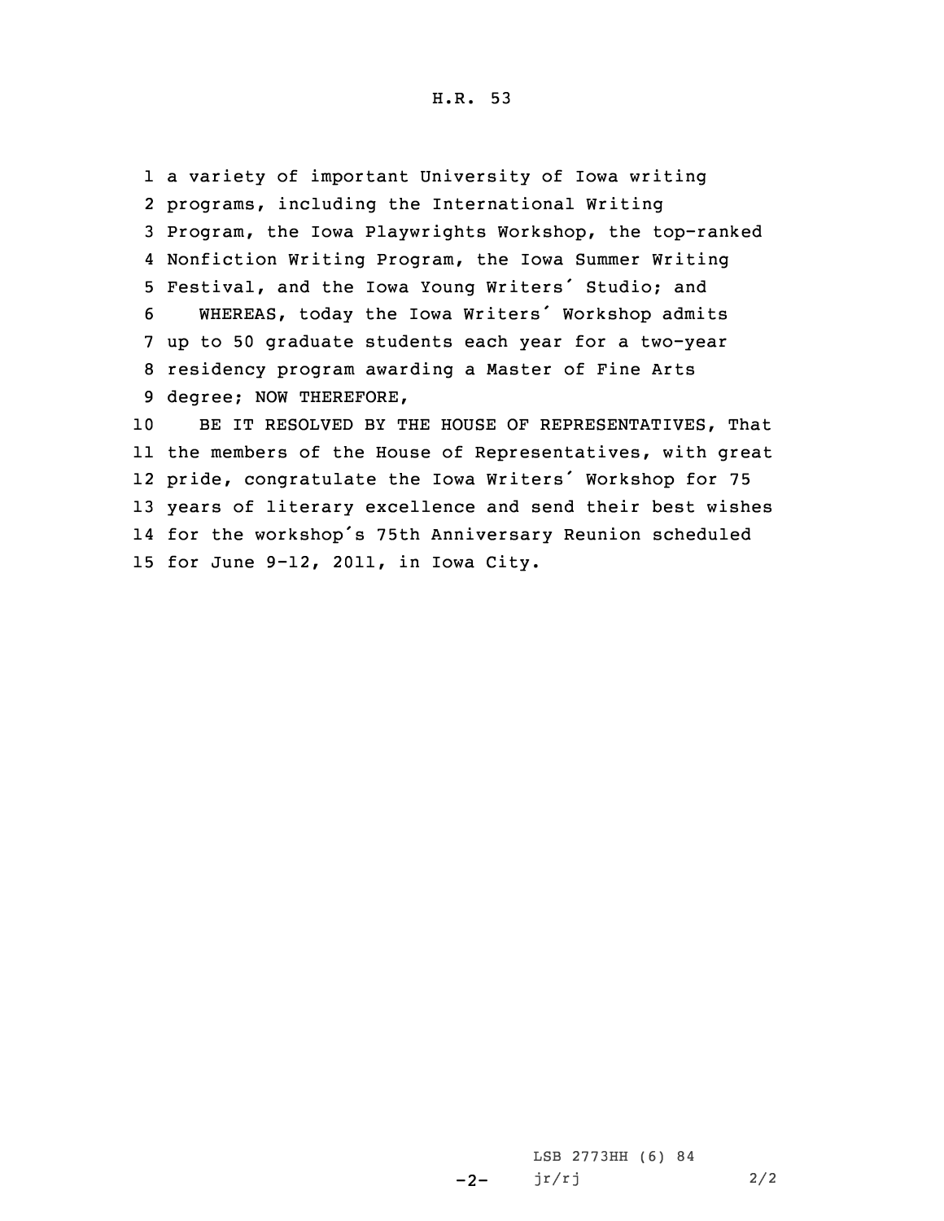a variety of important University of Iowa writing programs, including the International Writing Program, the Iowa Playwrights Workshop, the top-ranked Nonfiction Writing Program, the Iowa Summer Writing Festival, and the Iowa Young Writers' Studio; and

WHEREAS, today the Iowa Writers' Workshop admits up to 50 graduate students each year for a two-year residency program awarding a Master of Fine Arts degree; NOW THEREFORE,

BE IT RESOLVED BY THE HOUSE OF REPRESENTATIVES, That the members of the House of Representatives, with great pride, congratulate the Iowa Writers' Workshop for 75 years of literary excellence and send their best wishes for the workshop's 75th Anniversary Reunion scheduled for June 9-12, 2011, in Iowa City.